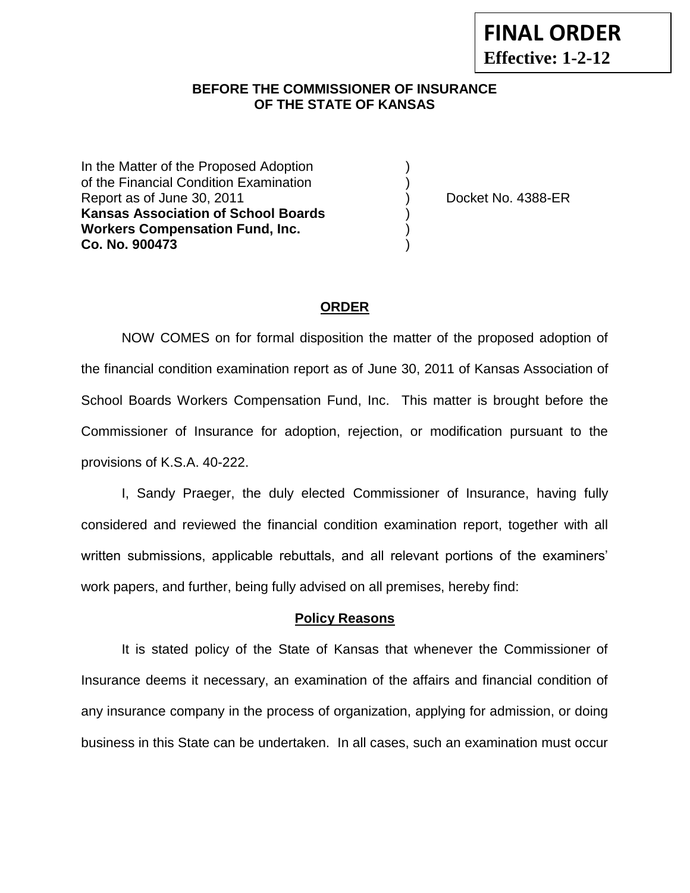**FINAL ORDER**
**Effective: 1-2-12**

**BEFORE THE COMMISSIONER OF INSURANCE**
**OF THE STATE OF KANSAS**

| | | |
|---|---|---|
| In the Matter of the Proposed Adoption | ) | |
| of the Financial Condition Examination | ) | |
| Report as of June 30, 2011 | ) | Docket No. 4388-ER |
| **Kansas Association of School Boards** | ) | |
| **Workers Compensation Fund, Inc.** | ) | |
| **Co. No. 900473** | ) | |

**ORDER**

NOW COMES on for formal disposition the matter of the proposed adoption of the financial condition examination report as of June 30, 2011 of Kansas Association of School Boards Workers Compensation Fund, Inc. This matter is brought before the Commissioner of Insurance for adoption, rejection, or modification pursuant to the provisions of K.S.A. 40-222.

I, Sandy Praeger, the duly elected Commissioner of Insurance, having fully considered and reviewed the financial condition examination report, together with all written submissions, applicable rebuttals, and all relevant portions of the examiners' work papers, and further, being fully advised on all premises, hereby find:

**Policy Reasons**

It is stated policy of the State of Kansas that whenever the Commissioner of Insurance deems it necessary, an examination of the affairs and financial condition of any insurance company in the process of organization, applying for admission, or doing business in this State can be undertaken. In all cases, such an examination must occur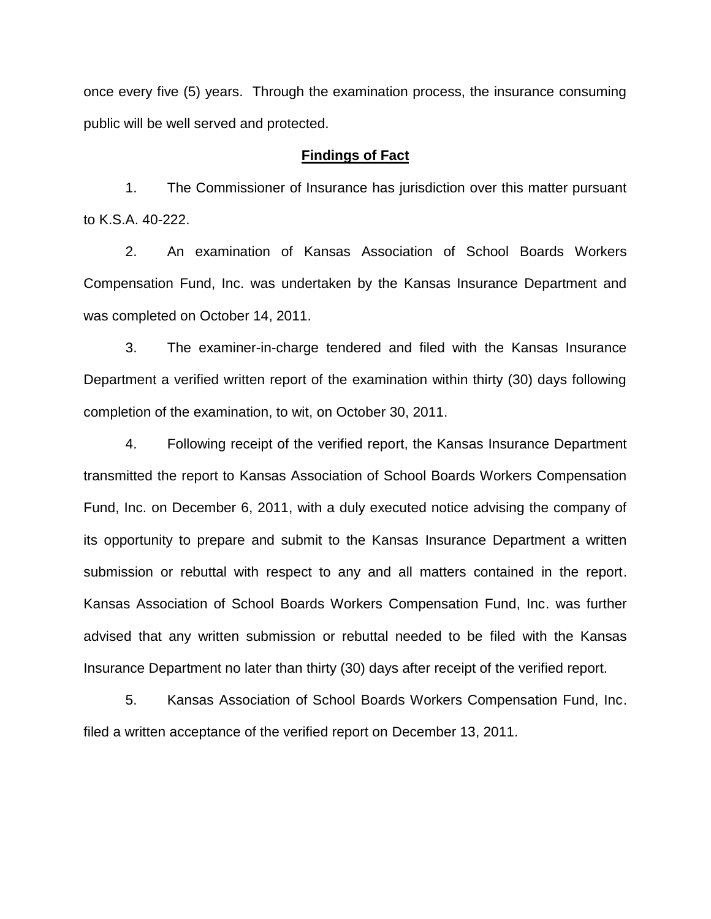once every five (5) years. Through the examination process, the insurance consuming public will be well served and protected.

## **Findings of Fact**

1. The Commissioner of Insurance has jurisdiction over this matter pursuant to K.S.A. 40-222.

2. An examination of Kansas Association of School Boards Workers Compensation Fund, Inc. was undertaken by the Kansas Insurance Department and was completed on October 14, 2011.

3. The examiner-in-charge tendered and filed with the Kansas Insurance Department a verified written report of the examination within thirty (30) days following completion of the examination, to wit, on October 30, 2011.

4. Following receipt of the verified report, the Kansas Insurance Department transmitted the report to Kansas Association of School Boards Workers Compensation Fund, Inc. on December 6, 2011, with a duly executed notice advising the company of its opportunity to prepare and submit to the Kansas Insurance Department a written submission or rebuttal with respect to any and all matters contained in the report. Kansas Association of School Boards Workers Compensation Fund, Inc. was further advised that any written submission or rebuttal needed to be filed with the Kansas Insurance Department no later than thirty (30) days after receipt of the verified report.

5. Kansas Association of School Boards Workers Compensation Fund, Inc. filed a written acceptance of the verified report on December 13, 2011.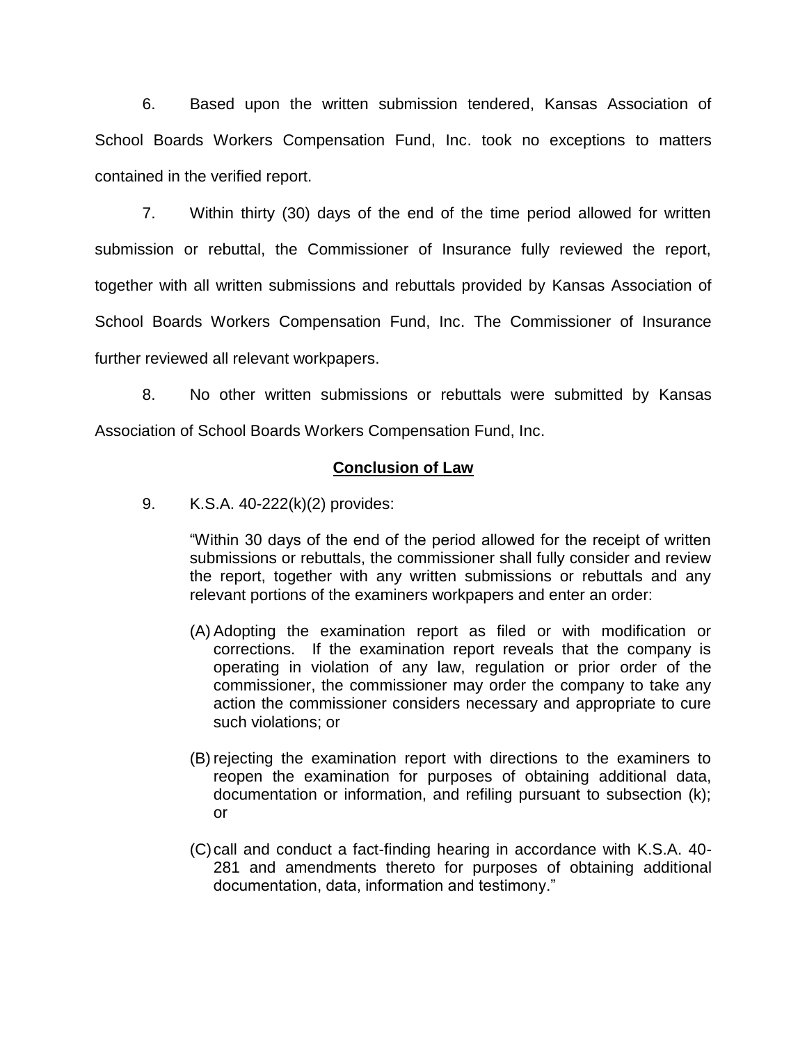6. Based upon the written submission tendered, Kansas Association of School Boards Workers Compensation Fund, Inc. took no exceptions to matters contained in the verified report.

7. Within thirty (30) days of the end of the time period allowed for written submission or rebuttal, the Commissioner of Insurance fully reviewed the report, together with all written submissions and rebuttals provided by Kansas Association of School Boards Workers Compensation Fund, Inc. The Commissioner of Insurance further reviewed all relevant workpapers.

8. No other written submissions or rebuttals were submitted by Kansas Association of School Boards Workers Compensation Fund, Inc.

## Conclusion of Law

9. K.S.A. 40-222(k)(2) provides:

> "Within 30 days of the end of the period allowed for the receipt of written submissions or rebuttals, the commissioner shall fully consider and review the report, together with any written submissions or rebuttals and any relevant portions of the examiners workpapers and enter an order:
>
> (A) Adopting the examination report as filed or with modification or corrections. If the examination report reveals that the company is operating in violation of any law, regulation or prior order of the commissioner, the commissioner may order the company to take any action the commissioner considers necessary and appropriate to cure such violations; or
>
> (B) rejecting the examination report with directions to the examiners to reopen the examination for purposes of obtaining additional data, documentation or information, and refiling pursuant to subsection (k); or
>
> (C) call and conduct a fact-finding hearing in accordance with K.S.A. 40-281 and amendments thereto for purposes of obtaining additional documentation, data, information and testimony."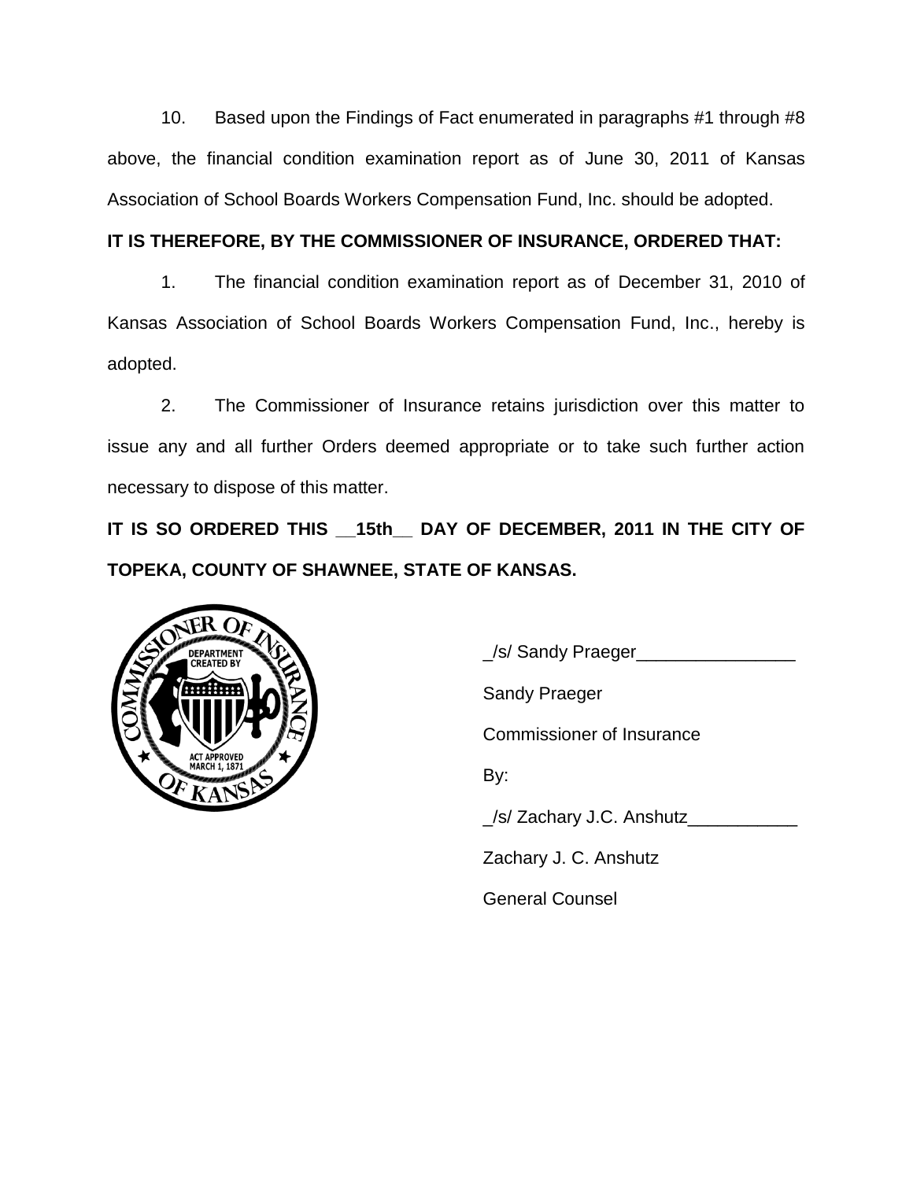10. Based upon the Findings of Fact enumerated in paragraphs #1 through #8 above, the financial condition examination report as of June 30, 2011 of Kansas Association of School Boards Workers Compensation Fund, Inc. should be adopted.

**IT IS THEREFORE, BY THE COMMISSIONER OF INSURANCE, ORDERED THAT:**

1. The financial condition examination report as of December 31, 2010 of Kansas Association of School Boards Workers Compensation Fund, Inc., hereby is adopted.

2. The Commissioner of Insurance retains jurisdiction over this matter to issue any and all further Orders deemed appropriate or to take such further action necessary to dispose of this matter.

**IT IS SO ORDERED THIS __15th__ DAY OF DECEMBER, 2011 IN THE CITY OF TOPEKA, COUNTY OF SHAWNEE, STATE OF KANSAS.**

_/s/ Sandy Praeger________________

Sandy Praeger

Commissioner of Insurance

By:

_/s/ Zachary J.C. Anshutz___________

Zachary J. C. Anshutz

General Counsel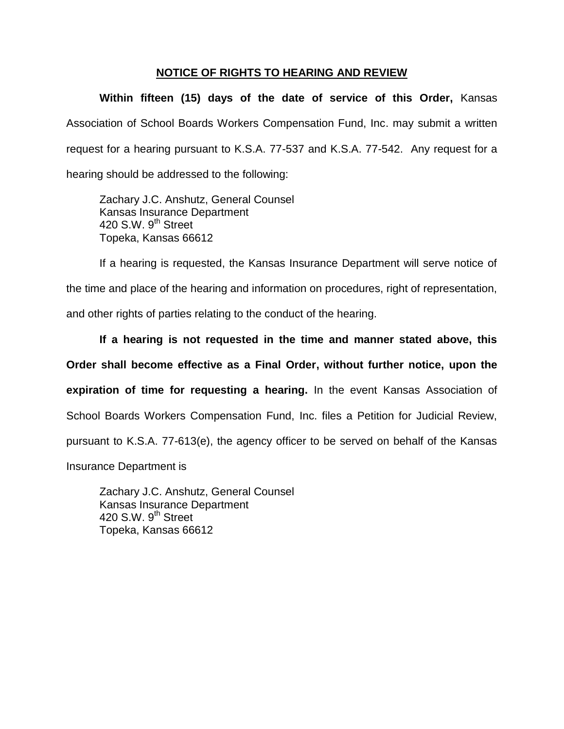## NOTICE OF RIGHTS TO HEARING AND REVIEW

**Within fifteen (15) days of the date of service of this Order,** Kansas Association of School Boards Workers Compensation Fund, Inc. may submit a written request for a hearing pursuant to K.S.A. 77-537 and K.S.A. 77-542. Any request for a hearing should be addressed to the following:

Zachary J.C. Anshutz, General Counsel
Kansas Insurance Department
420 S.W. 9th Street
Topeka, Kansas 66612

If a hearing is requested, the Kansas Insurance Department will serve notice of the time and place of the hearing and information on procedures, right of representation, and other rights of parties relating to the conduct of the hearing.

**If a hearing is not requested in the time and manner stated above, this Order shall become effective as a Final Order, without further notice, upon the expiration of time for requesting a hearing.** In the event Kansas Association of School Boards Workers Compensation Fund, Inc. files a Petition for Judicial Review, pursuant to K.S.A. 77-613(e), the agency officer to be served on behalf of the Kansas Insurance Department is

Zachary J.C. Anshutz, General Counsel
Kansas Insurance Department
420 S.W. 9th Street
Topeka, Kansas 66612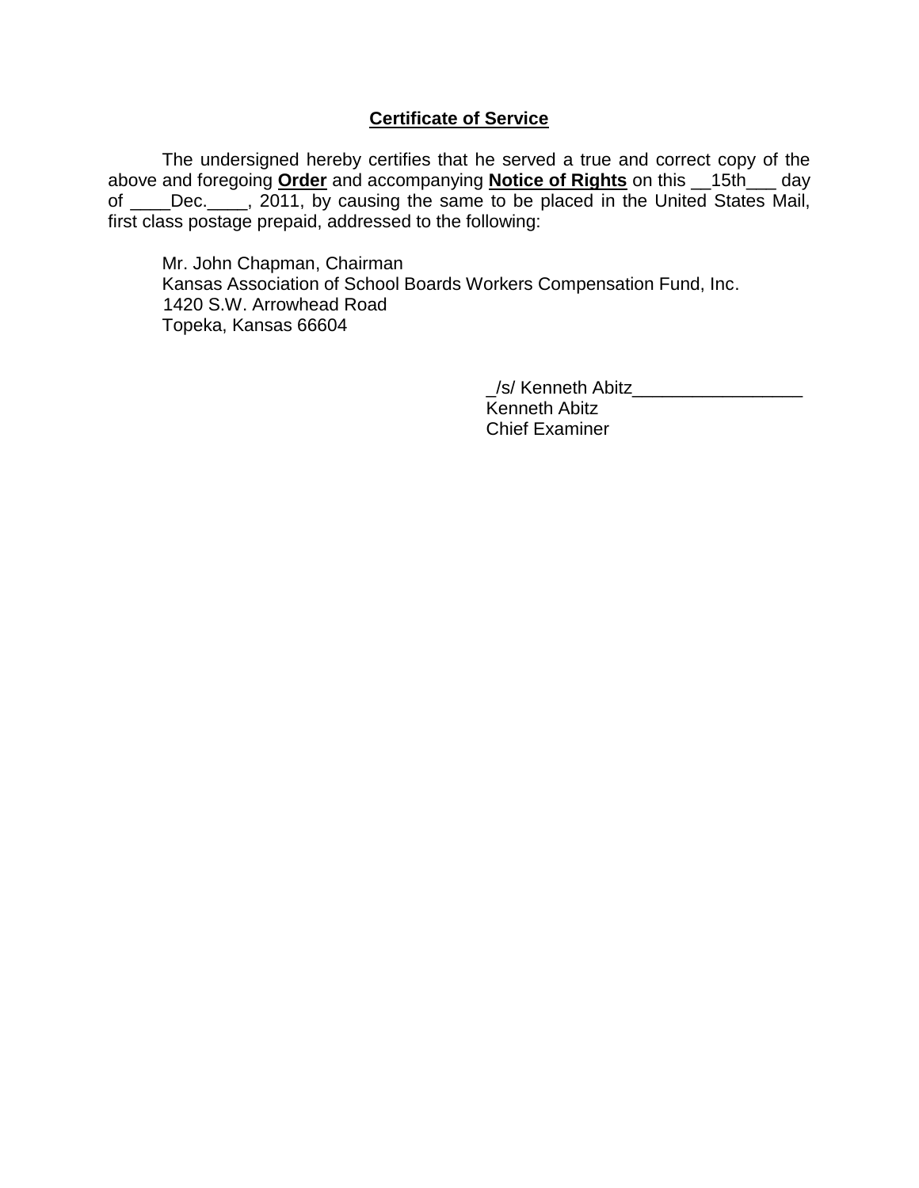## **Certificate of Service**

The undersigned hereby certifies that he served a true and correct copy of the above and foregoing **Order** and accompanying **Notice of Rights** on this __15th___ day of ____Dec.____, 2011, by causing the same to be placed in the United States Mail, first class postage prepaid, addressed to the following:

Mr. John Chapman, Chairman
Kansas Association of School Boards Workers Compensation Fund, Inc.
1420 S.W. Arrowhead Road
Topeka, Kansas 66604

_/s/ Kenneth Abitz_________________
Kenneth Abitz
Chief Examiner